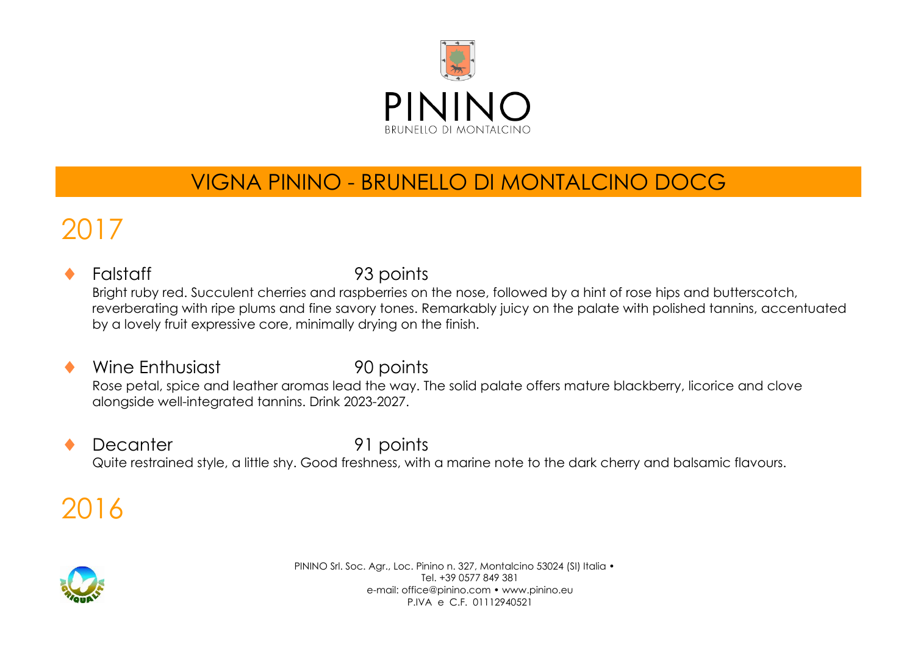# PININO

BRUNELLO DI MONTALCINO

## VIGNA PININO - BRUNELLO DI MONTALCINO DOCG

## 2017

- **Falstaff** 93 points

  Bright ruby red. Succulent cherries and raspberries on the nose, followed by a hint of rose hips and butterscotch, reverberating with ripe plums and fine savory tones. Remarkably juicy on the palate with polished tannins, accentuated by a lovely fruit expressive core, minimally drying on the finish.

- **Wine Enthusiast** 90 points

  Rose petal, spice and leather aromas lead the way. The solid palate offers mature blackberry, licorice and clove alongside well-integrated tannins. Drink 2023-2027.

- **Decanter** 91 points

  Quite restrained style, a little shy. Good freshness, with a marine note to the dark cherry and balsamic flavours.

## 2016

PININO Srl. Soc. Agr., Loc. Pinino n. 327, Montalcino 53024 (SI) Italia •
Tel. +39 0577 849 381
e-mail: office@pinino.com • www.pinino.eu
P.IVA e C.F. 01112940521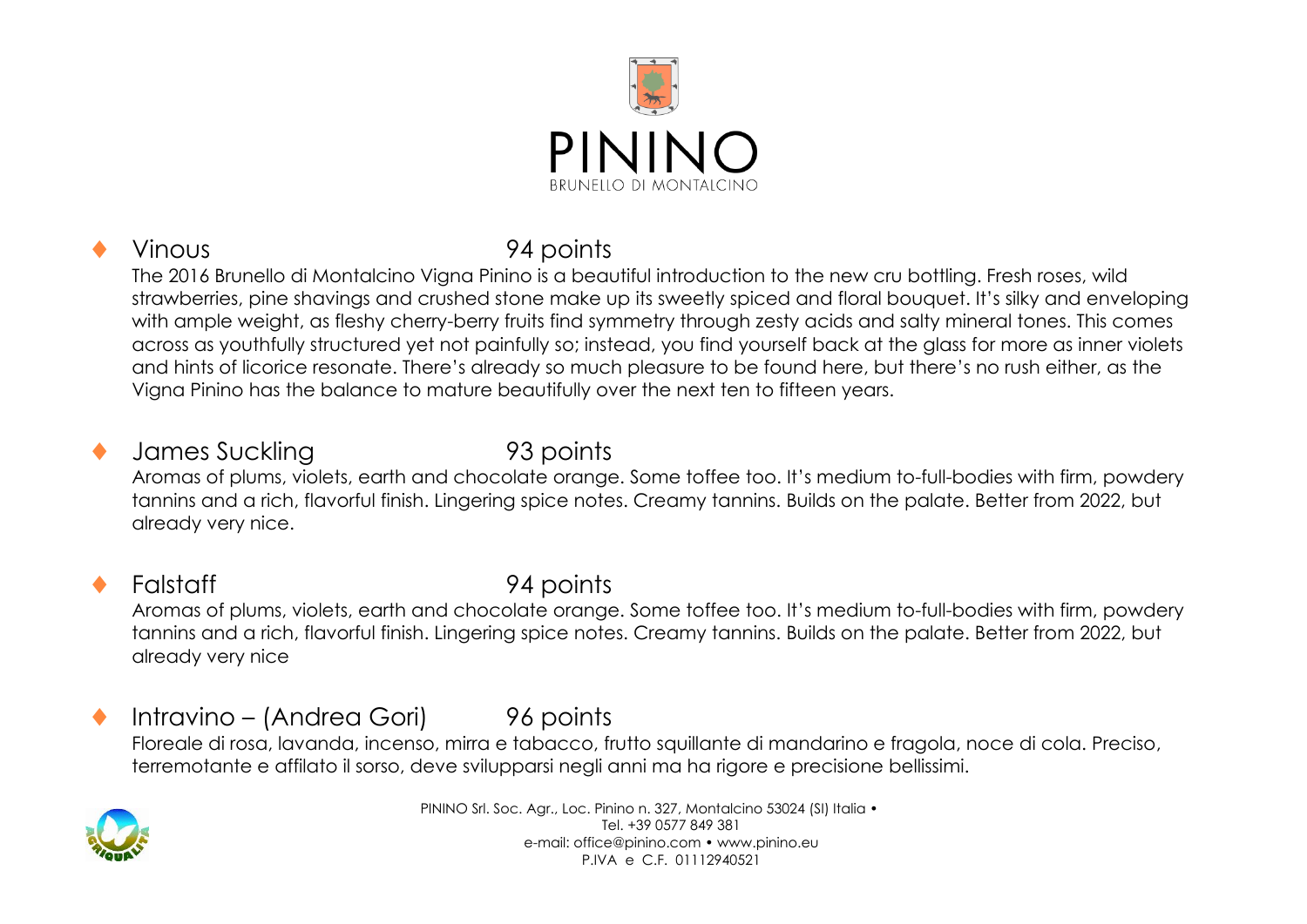# PININO

BRUNELLO DI MONTALCINO

- **Vinous** 94 points

  The 2016 Brunello di Montalcino Vigna Pinino is a beautiful introduction to the new cru bottling. Fresh roses, wild strawberries, pine shavings and crushed stone make up its sweetly spiced and floral bouquet. It's silky and enveloping with ample weight, as fleshy cherry-berry fruits find symmetry through zesty acids and salty mineral tones. This comes across as youthfully structured yet not painfully so; instead, you find yourself back at the glass for more as inner violets and hints of licorice resonate. There's already so much pleasure to be found here, but there's no rush either, as the Vigna Pinino has the balance to mature beautifully over the next ten to fifteen years.

- **James Suckling** 93 points

  Aromas of plums, violets, earth and chocolate orange. Some toffee too. It's medium to-full-bodies with firm, powdery tannins and a rich, flavorful finish. Lingering spice notes. Creamy tannins. Builds on the palate. Better from 2022, but already very nice.

- **Falstaff** 94 points

  Aromas of plums, violets, earth and chocolate orange. Some toffee too. It's medium to-full-bodies with firm, powdery tannins and a rich, flavorful finish. Lingering spice notes. Creamy tannins. Builds on the palate. Better from 2022, but already very nice

- **Intravino – (Andrea Gori)** 96 points

  Floreale di rosa, lavanda, incenso, mirra e tabacco, frutto squillante di mandarino e fragola, noce di cola. Preciso, terremotante e affilato il sorso, deve svilupparsi negli anni ma ha rigore e precisione bellissimi.

PININO Srl. Soc. Agr., Loc. Pinino n. 327, Montalcino 53024 (SI) Italia •
Tel. +39 0577 849 381
e-mail: office@pinino.com • www.pinino.eu
P.IVA e C.F. 01112940521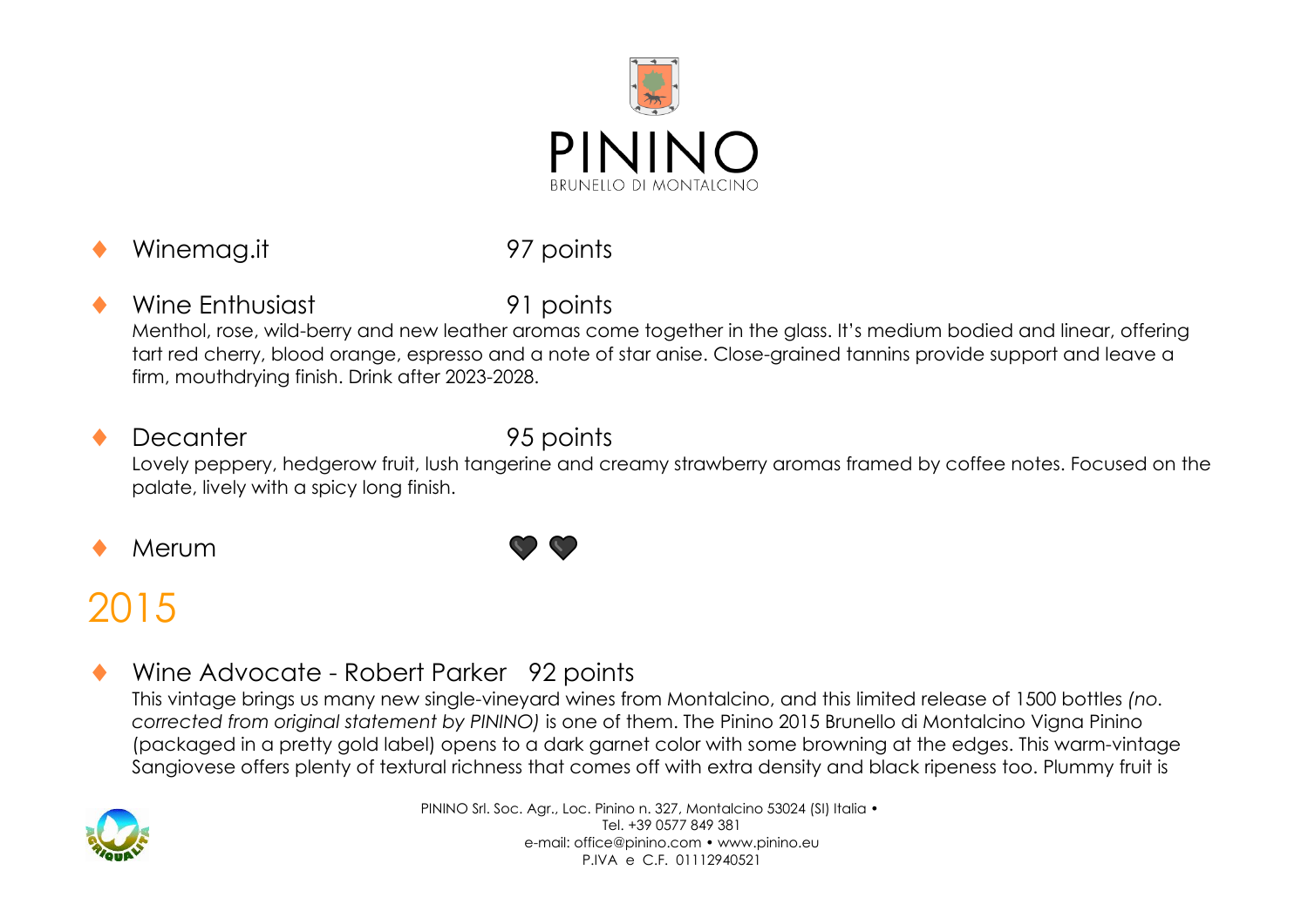- Winemag.it 97 points

- Wine Enthusiast 91 points

  Menthol, rose, wild-berry and new leather aromas come together in the glass. It's medium bodied and linear, offering tart red cherry, blood orange, espresso and a note of star anise. Close-grained tannins provide support and leave a firm, mouthdrying finish. Drink after 2023-2028.

- Decanter 95 points

  Lovely peppery, hedgerow fruit, lush tangerine and creamy strawberry aromas framed by coffee notes. Focused on the palate, lively with a spicy long finish.

- Merum ♥ ♥

# 2015

- Wine Advocate - Robert Parker 92 points

  This vintage brings us many new single-vineyard wines from Montalcino, and this limited release of 1500 bottles *(no. corrected from original statement by PININO)* is one of them. The Pinino 2015 Brunello di Montalcino Vigna Pinino (packaged in a pretty gold label) opens to a dark garnet color with some browning at the edges. This warm-vintage Sangiovese offers plenty of textural richness that comes off with extra density and black ripeness too. Plummy fruit is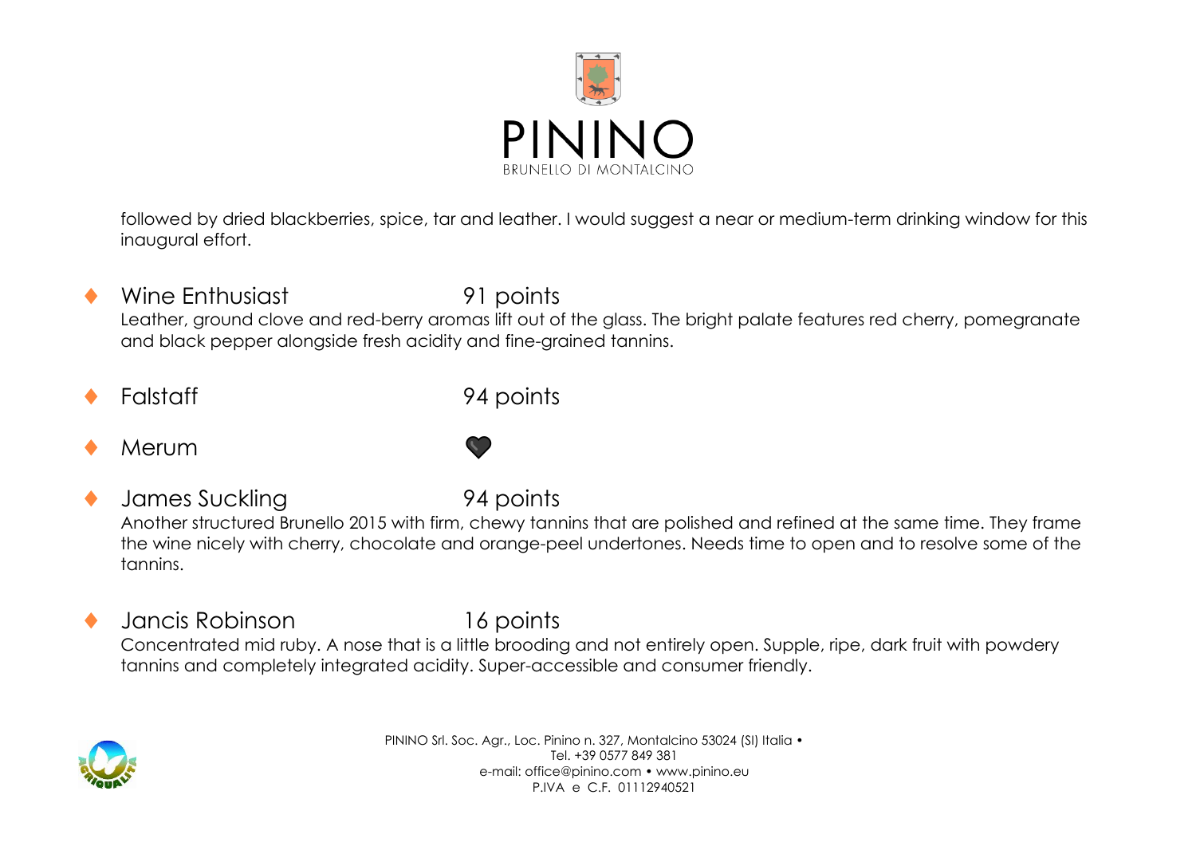followed by dried blackberries, spice, tar and leather. I would suggest a near or medium-term drinking window for this inaugural effort.

- **Wine Enthusiast** 91 points

  Leather, ground clove and red-berry aromas lift out of the glass. The bright palate features red cherry, pomegranate and black pepper alongside fresh acidity and fine-grained tannins.

- **Falstaff** 94 points

- **Merum** ♥

- **James Suckling** 94 points

  Another structured Brunello 2015 with firm, chewy tannins that are polished and refined at the same time. They frame the wine nicely with cherry, chocolate and orange-peel undertones. Needs time to open and to resolve some of the tannins.

- **Jancis Robinson** 16 points

  Concentrated mid ruby. A nose that is a little brooding and not entirely open. Supple, ripe, dark fruit with powdery tannins and completely integrated acidity. Super-accessible and consumer friendly.